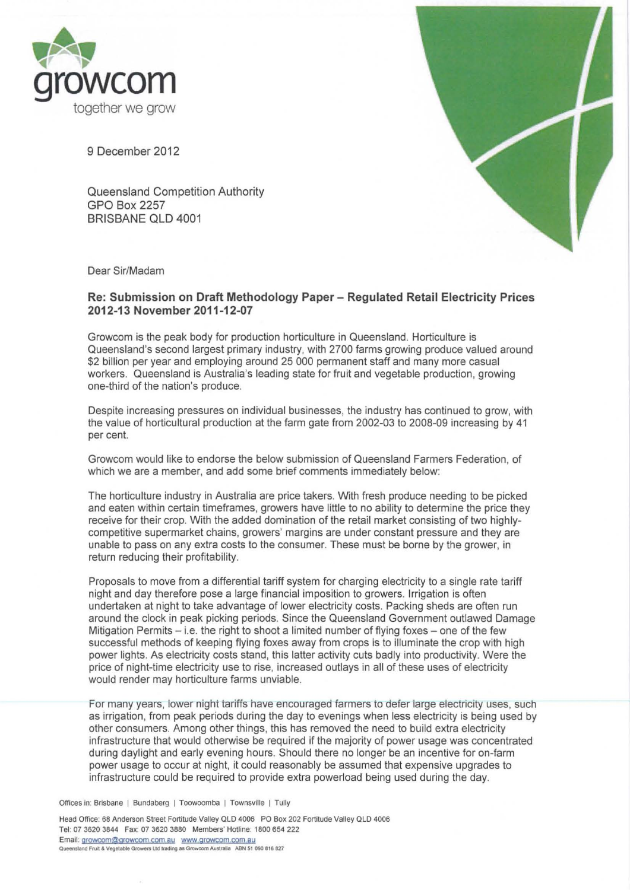growcom

together we grow

9 December 2012

Queensland Competition Authority
GPO Box 2257
BRISBANE QLD 4001

Dear Sir/Madam

**Re: Submission on Draft Methodology Paper – Regulated Retail Electricity Prices 2012-13 November 2011-12-07**

Growcom is the peak body for production horticulture in Queensland. Horticulture is Queensland's second largest primary industry, with 2700 farms growing produce valued around $2 billion per year and employing around 25 000 permanent staff and many more casual workers. Queensland is Australia's leading state for fruit and vegetable production, growing one-third of the nation's produce.

Despite increasing pressures on individual businesses, the industry has continued to grow, with the value of horticultural production at the farm gate from 2002-03 to 2008-09 increasing by 41 per cent.

Growcom would like to endorse the below submission of Queensland Farmers Federation, of which we are a member, and add some brief comments immediately below:

The horticulture industry in Australia are price takers. With fresh produce needing to be picked and eaten within certain timeframes, growers have little to no ability to determine the price they receive for their crop. With the added domination of the retail market consisting of two highly-competitive supermarket chains, growers' margins are under constant pressure and they are unable to pass on any extra costs to the consumer. These must be borne by the grower, in return reducing their profitability.

Proposals to move from a differential tariff system for charging electricity to a single rate tariff night and day therefore pose a large financial imposition to growers. Irrigation is often undertaken at night to take advantage of lower electricity costs. Packing sheds are often run around the clock in peak picking periods. Since the Queensland Government outlawed Damage Mitigation Permits – i.e. the right to shoot a limited number of flying foxes – one of the few successful methods of keeping flying foxes away from crops is to illuminate the crop with high power lights. As electricity costs stand, this latter activity cuts badly into productivity. Were the price of night-time electricity use to rise, increased outlays in all of these uses of electricity would render may horticulture farms unviable.

For many years, lower night tariffs have encouraged farmers to defer large electricity uses, such as irrigation, from peak periods during the day to evenings when less electricity is being used by other consumers. Among other things, this has removed the need to build extra electricity infrastructure that would otherwise be required if the majority of power usage was concentrated during daylight and early evening hours. Should there no longer be an incentive for on-farm power usage to occur at night, it could reasonably be assumed that expensive upgrades to infrastructure could be required to provide extra powerload being used during the day.

Offices in: Brisbane | Bundaberg | Toowoomba | Townsville | Tully

Head Office: 68 Anderson Street Fortitude Valley QLD 4006 PO Box 202 Fortitude Valley QLD 4006
Tel: 07 3620 3844 Fax: 07 3620 3880 Members' Hotline: 1800 654 222
Email: growcom@growcom.com.au www.growcom.com.au
Queensland Fruit & Vegetable Growers Ltd trading as Growcom Australia ABN 51 090 816 827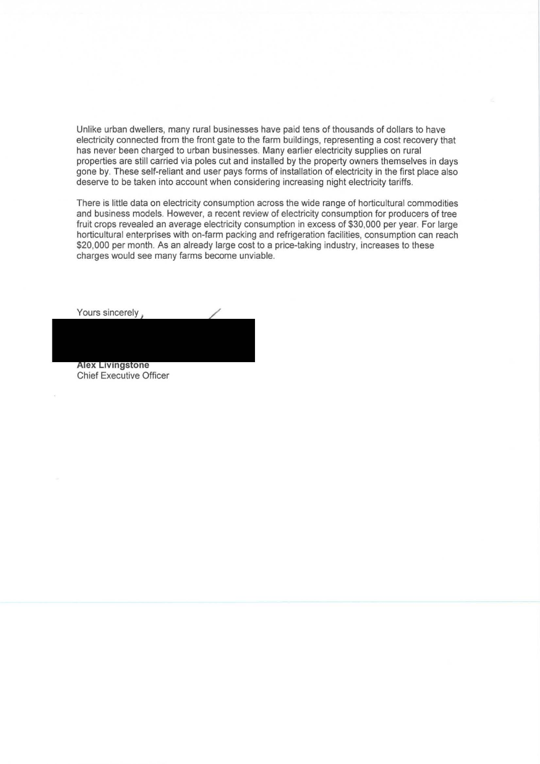Unlike urban dwellers, many rural businesses have paid tens of thousands of dollars to have electricity connected from the front gate to the farm buildings, representing a cost recovery that has never been charged to urban businesses. Many earlier electricity supplies on rural properties are still carried via poles cut and installed by the property owners themselves in days gone by. These self-reliant and user pays forms of installation of electricity in the first place also deserve to be taken into account when considering increasing night electricity tariffs.

There is little data on electricity consumption across the wide range of horticultural commodities and business models. However, a recent review of electricity consumption for producers of tree fruit crops revealed an average electricity consumption in excess of $30,000 per year. For large horticultural enterprises with on-farm packing and refrigeration facilities, consumption can reach $20,000 per month. As an already large cost to a price-taking industry, increases to these charges would see many farms become unviable.

Yours sincerely,

**Alex Livingstone**
Chief Executive Officer